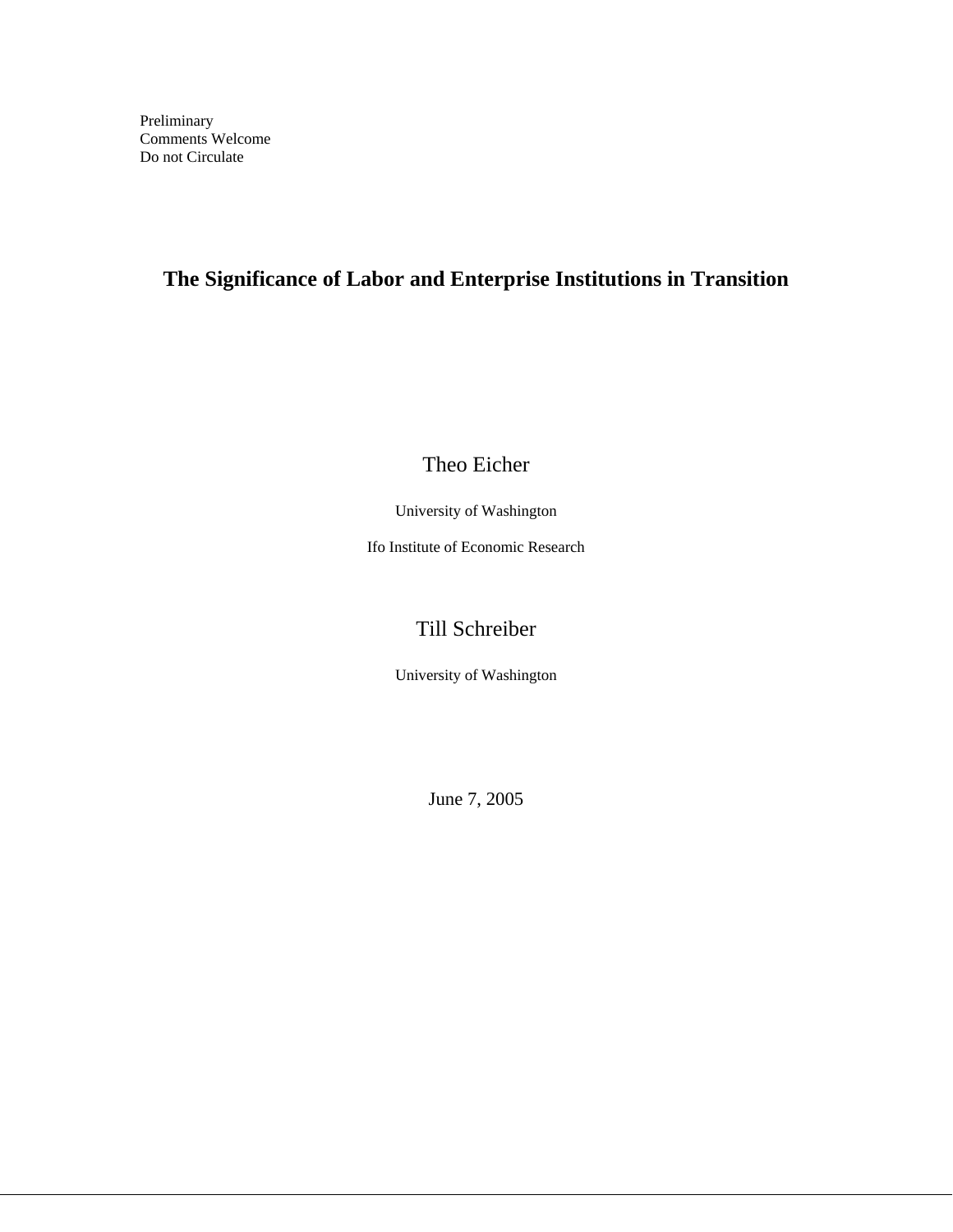Preliminary
Comments Welcome
Do not Circulate

# The Significance of Labor and Enterprise Institutions in Transition

Theo Eicher

University of Washington

Ifo Institute of Economic Research

Till Schreiber

University of Washington

June 7, 2005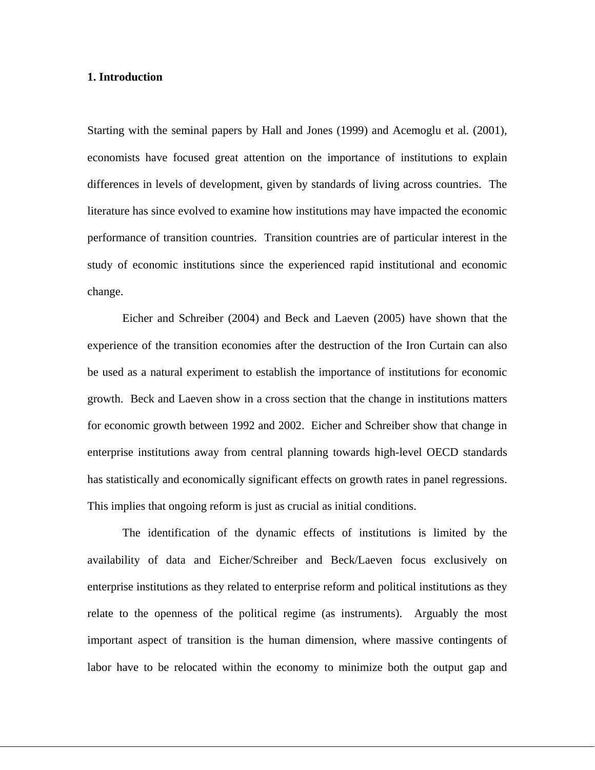**1. Introduction**

Starting with the seminal papers by Hall and Jones (1999) and Acemoglu et al. (2001), economists have focused great attention on the importance of institutions to explain differences in levels of development, given by standards of living across countries. The literature has since evolved to examine how institutions may have impacted the economic performance of transition countries. Transition countries are of particular interest in the study of economic institutions since the experienced rapid institutional and economic change.

Eicher and Schreiber (2004) and Beck and Laeven (2005) have shown that the experience of the transition economies after the destruction of the Iron Curtain can also be used as a natural experiment to establish the importance of institutions for economic growth. Beck and Laeven show in a cross section that the change in institutions matters for economic growth between 1992 and 2002. Eicher and Schreiber show that change in enterprise institutions away from central planning towards high-level OECD standards has statistically and economically significant effects on growth rates in panel regressions. This implies that ongoing reform is just as crucial as initial conditions.

The identification of the dynamic effects of institutions is limited by the availability of data and Eicher/Schreiber and Beck/Laeven focus exclusively on enterprise institutions as they related to enterprise reform and political institutions as they relate to the openness of the political regime (as instruments). Arguably the most important aspect of transition is the human dimension, where massive contingents of labor have to be relocated within the economy to minimize both the output gap and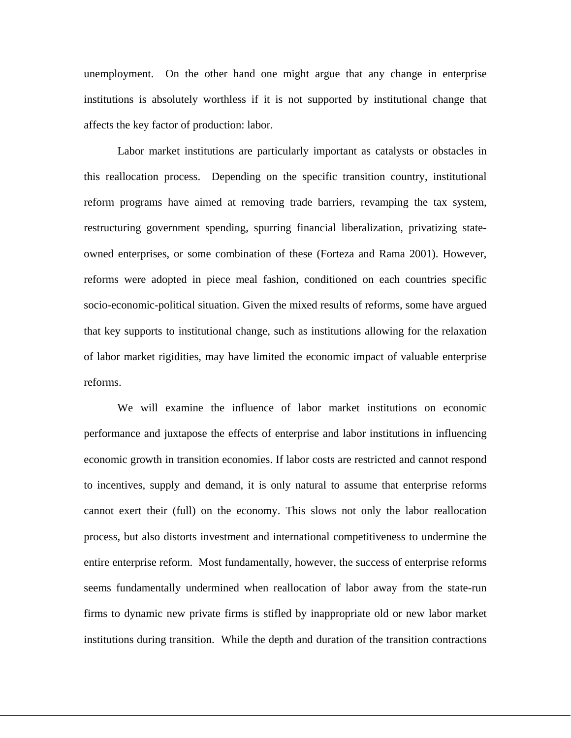unemployment. On the other hand one might argue that any change in enterprise institutions is absolutely worthless if it is not supported by institutional change that affects the key factor of production: labor.

Labor market institutions are particularly important as catalysts or obstacles in this reallocation process. Depending on the specific transition country, institutional reform programs have aimed at removing trade barriers, revamping the tax system, restructuring government spending, spurring financial liberalization, privatizing state-owned enterprises, or some combination of these (Forteza and Rama 2001). However, reforms were adopted in piece meal fashion, conditioned on each countries specific socio-economic-political situation. Given the mixed results of reforms, some have argued that key supports to institutional change, such as institutions allowing for the relaxation of labor market rigidities, may have limited the economic impact of valuable enterprise reforms.

We will examine the influence of labor market institutions on economic performance and juxtapose the effects of enterprise and labor institutions in influencing economic growth in transition economies. If labor costs are restricted and cannot respond to incentives, supply and demand, it is only natural to assume that enterprise reforms cannot exert their (full) on the economy. This slows not only the labor reallocation process, but also distorts investment and international competitiveness to undermine the entire enterprise reform. Most fundamentally, however, the success of enterprise reforms seems fundamentally undermined when reallocation of labor away from the state-run firms to dynamic new private firms is stifled by inappropriate old or new labor market institutions during transition. While the depth and duration of the transition contractions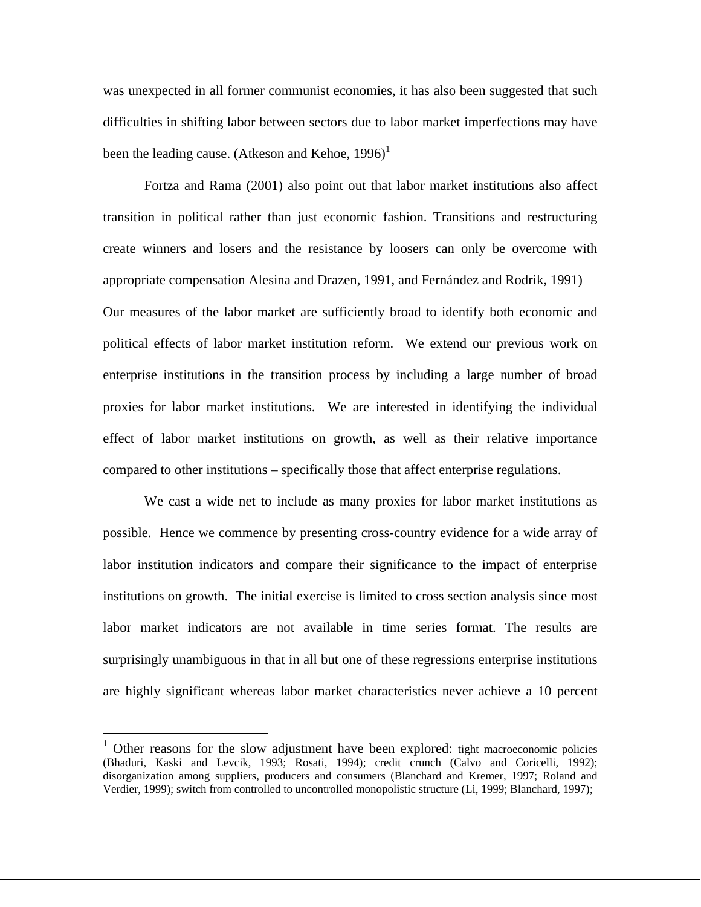was unexpected in all former communist economies, it has also been suggested that such difficulties in shifting labor between sectors due to labor market imperfections may have been the leading cause. (Atkeson and Kehoe, 1996)[1]

Fortza and Rama (2001) also point out that labor market institutions also affect transition in political rather than just economic fashion. Transitions and restructuring create winners and losers and the resistance by loosers can only be overcome with appropriate compensation Alesina and Drazen, 1991, and Fernández and Rodrik, 1991) Our measures of the labor market are sufficiently broad to identify both economic and political effects of labor market institution reform. We extend our previous work on enterprise institutions in the transition process by including a large number of broad proxies for labor market institutions. We are interested in identifying the individual effect of labor market institutions on growth, as well as their relative importance compared to other institutions – specifically those that affect enterprise regulations.

We cast a wide net to include as many proxies for labor market institutions as possible. Hence we commence by presenting cross-country evidence for a wide array of labor institution indicators and compare their significance to the impact of enterprise institutions on growth. The initial exercise is limited to cross section analysis since most labor market indicators are not available in time series format. The results are surprisingly unambiguous in that in all but one of these regressions enterprise institutions are highly significant whereas labor market characteristics never achieve a 10 percent

[1] Other reasons for the slow adjustment have been explored: tight macroeconomic policies (Bhaduri, Kaski and Levcik, 1993; Rosati, 1994); credit crunch (Calvo and Coricelli, 1992); disorganization among suppliers, producers and consumers (Blanchard and Kremer, 1997; Roland and Verdier, 1999); switch from controlled to uncontrolled monopolistic structure (Li, 1999; Blanchard, 1997);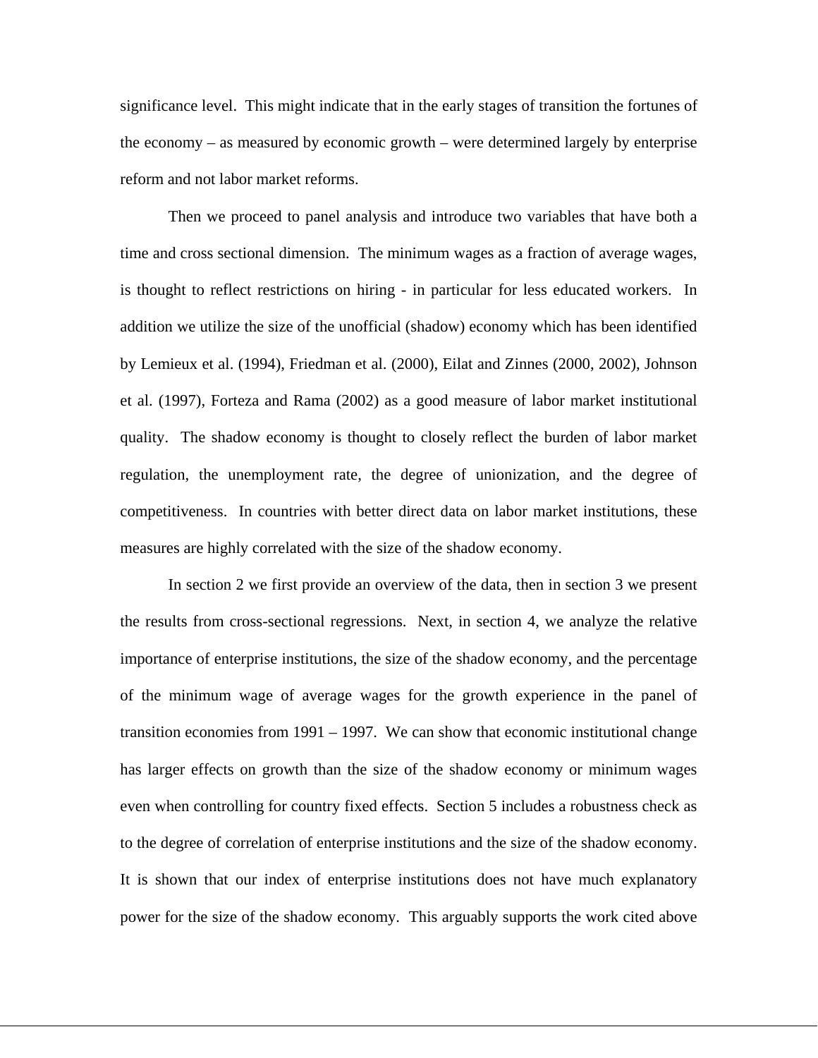significance level. This might indicate that in the early stages of transition the fortunes of the economy – as measured by economic growth – were determined largely by enterprise reform and not labor market reforms.

Then we proceed to panel analysis and introduce two variables that have both a time and cross sectional dimension. The minimum wages as a fraction of average wages, is thought to reflect restrictions on hiring - in particular for less educated workers. In addition we utilize the size of the unofficial (shadow) economy which has been identified by Lemieux et al. (1994), Friedman et al. (2000), Eilat and Zinnes (2000, 2002), Johnson et al. (1997), Forteza and Rama (2002) as a good measure of labor market institutional quality. The shadow economy is thought to closely reflect the burden of labor market regulation, the unemployment rate, the degree of unionization, and the degree of competitiveness. In countries with better direct data on labor market institutions, these measures are highly correlated with the size of the shadow economy.

In section 2 we first provide an overview of the data, then in section 3 we present the results from cross-sectional regressions. Next, in section 4, we analyze the relative importance of enterprise institutions, the size of the shadow economy, and the percentage of the minimum wage of average wages for the growth experience in the panel of transition economies from 1991 – 1997. We can show that economic institutional change has larger effects on growth than the size of the shadow economy or minimum wages even when controlling for country fixed effects. Section 5 includes a robustness check as to the degree of correlation of enterprise institutions and the size of the shadow economy. It is shown that our index of enterprise institutions does not have much explanatory power for the size of the shadow economy. This arguably supports the work cited above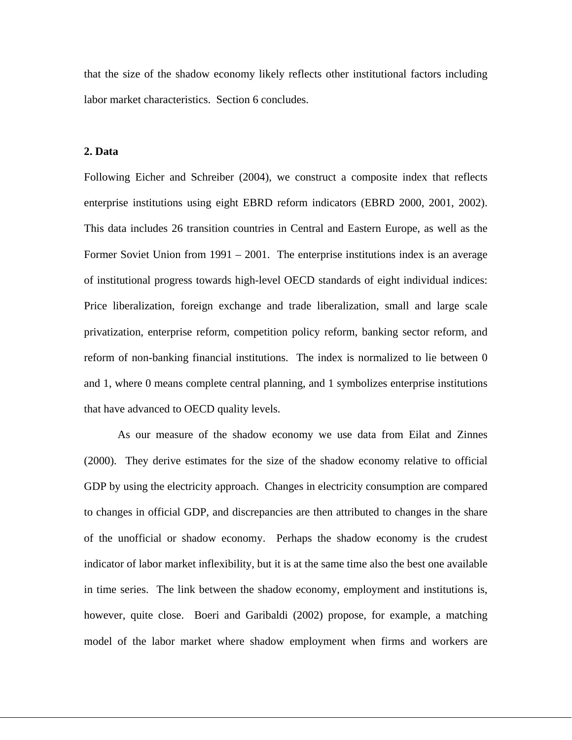that the size of the shadow economy likely reflects other institutional factors including labor market characteristics. Section 6 concludes.

## 2. Data

Following Eicher and Schreiber (2004), we construct a composite index that reflects enterprise institutions using eight EBRD reform indicators (EBRD 2000, 2001, 2002). This data includes 26 transition countries in Central and Eastern Europe, as well as the Former Soviet Union from 1991 – 2001. The enterprise institutions index is an average of institutional progress towards high-level OECD standards of eight individual indices: Price liberalization, foreign exchange and trade liberalization, small and large scale privatization, enterprise reform, competition policy reform, banking sector reform, and reform of non-banking financial institutions. The index is normalized to lie between 0 and 1, where 0 means complete central planning, and 1 symbolizes enterprise institutions that have advanced to OECD quality levels.

As our measure of the shadow economy we use data from Eilat and Zinnes (2000). They derive estimates for the size of the shadow economy relative to official GDP by using the electricity approach. Changes in electricity consumption are compared to changes in official GDP, and discrepancies are then attributed to changes in the share of the unofficial or shadow economy. Perhaps the shadow economy is the crudest indicator of labor market inflexibility, but it is at the same time also the best one available in time series. The link between the shadow economy, employment and institutions is, however, quite close. Boeri and Garibaldi (2002) propose, for example, a matching model of the labor market where shadow employment when firms and workers are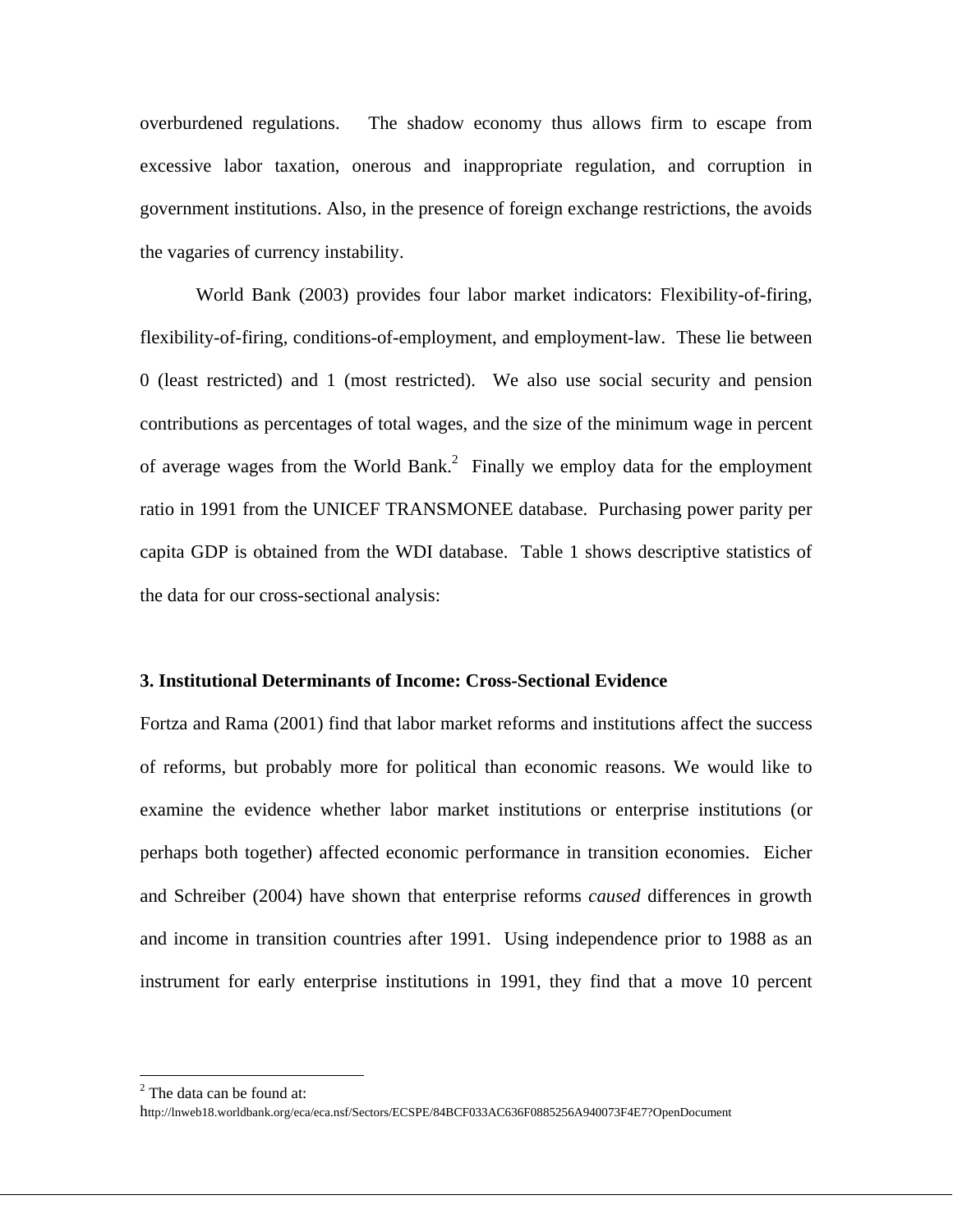overburdened regulations. The shadow economy thus allows firm to escape from excessive labor taxation, onerous and inappropriate regulation, and corruption in government institutions. Also, in the presence of foreign exchange restrictions, the avoids the vagaries of currency instability.

World Bank (2003) provides four labor market indicators: Flexibility-of-firing, flexibility-of-firing, conditions-of-employment, and employment-law. These lie between 0 (least restricted) and 1 (most restricted). We also use social security and pension contributions as percentages of total wages, and the size of the minimum wage in percent of average wages from the World Bank.[2] Finally we employ data for the employment ratio in 1991 from the UNICEF TRANSMONEE database. Purchasing power parity per capita GDP is obtained from the WDI database. Table 1 shows descriptive statistics of the data for our cross-sectional analysis:

### 3. Institutional Determinants of Income: Cross-Sectional Evidence

Fortza and Rama (2001) find that labor market reforms and institutions affect the success of reforms, but probably more for political than economic reasons. We would like to examine the evidence whether labor market institutions or enterprise institutions (or perhaps both together) affected economic performance in transition economies. Eicher and Schreiber (2004) have shown that enterprise reforms *caused* differences in growth and income in transition countries after 1991. Using independence prior to 1988 as an instrument for early enterprise institutions in 1991, they find that a move 10 percent

---

[2] The data can be found at:
http://lnweb18.worldbank.org/eca/eca.nsf/Sectors/ECSPE/84BCF033AC636F0885256A940073F4E7?OpenDocument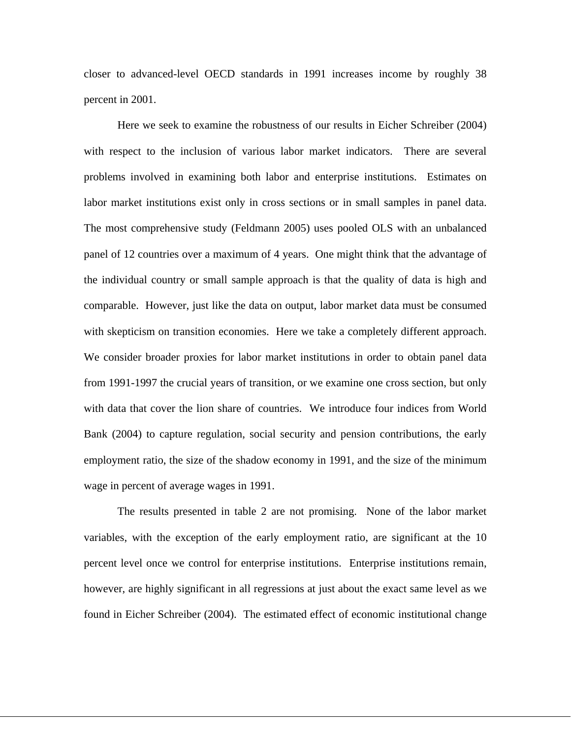closer to advanced-level OECD standards in 1991 increases income by roughly 38 percent in 2001.

Here we seek to examine the robustness of our results in Eicher Schreiber (2004) with respect to the inclusion of various labor market indicators. There are several problems involved in examining both labor and enterprise institutions. Estimates on labor market institutions exist only in cross sections or in small samples in panel data. The most comprehensive study (Feldmann 2005) uses pooled OLS with an unbalanced panel of 12 countries over a maximum of 4 years. One might think that the advantage of the individual country or small sample approach is that the quality of data is high and comparable. However, just like the data on output, labor market data must be consumed with skepticism on transition economies. Here we take a completely different approach. We consider broader proxies for labor market institutions in order to obtain panel data from 1991-1997 the crucial years of transition, or we examine one cross section, but only with data that cover the lion share of countries. We introduce four indices from World Bank (2004) to capture regulation, social security and pension contributions, the early employment ratio, the size of the shadow economy in 1991, and the size of the minimum wage in percent of average wages in 1991.

The results presented in table 2 are not promising. None of the labor market variables, with the exception of the early employment ratio, are significant at the 10 percent level once we control for enterprise institutions. Enterprise institutions remain, however, are highly significant in all regressions at just about the exact same level as we found in Eicher Schreiber (2004). The estimated effect of economic institutional change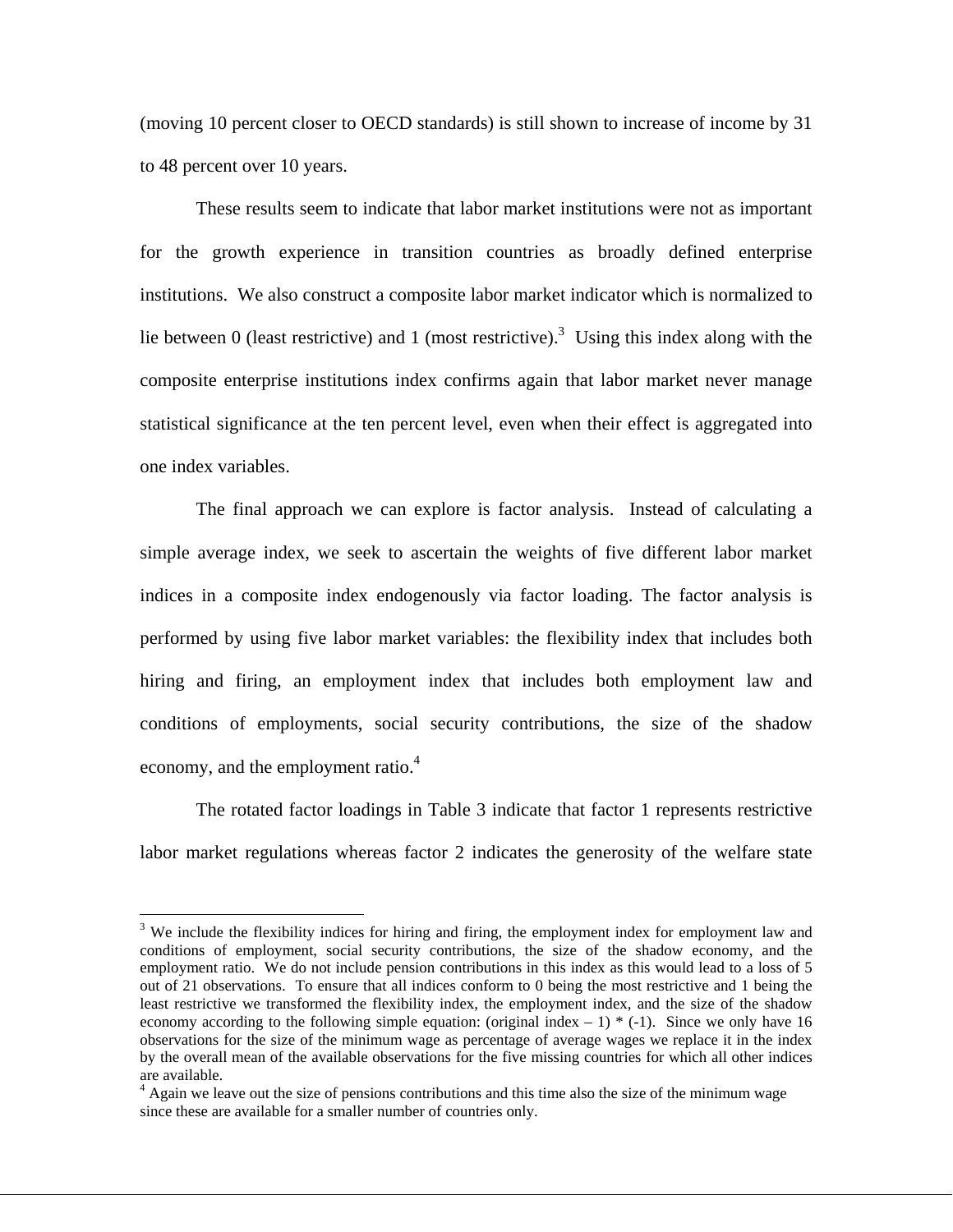(moving 10 percent closer to OECD standards) is still shown to increase of income by 31 to 48 percent over 10 years.

These results seem to indicate that labor market institutions were not as important for the growth experience in transition countries as broadly defined enterprise institutions. We also construct a composite labor market indicator which is normalized to lie between 0 (least restrictive) and 1 (most restrictive).[3] Using this index along with the composite enterprise institutions index confirms again that labor market never manage statistical significance at the ten percent level, even when their effect is aggregated into one index variables.

The final approach we can explore is factor analysis. Instead of calculating a simple average index, we seek to ascertain the weights of five different labor market indices in a composite index endogenously via factor loading. The factor analysis is performed by using five labor market variables: the flexibility index that includes both hiring and firing, an employment index that includes both employment law and conditions of employments, social security contributions, the size of the shadow economy, and the employment ratio.[4]

The rotated factor loadings in Table 3 indicate that factor 1 represents restrictive labor market regulations whereas factor 2 indicates the generosity of the welfare state

[3] We include the flexibility indices for hiring and firing, the employment index for employment law and conditions of employment, social security contributions, the size of the shadow economy, and the employment ratio. We do not include pension contributions in this index as this would lead to a loss of 5 out of 21 observations. To ensure that all indices conform to 0 being the most restrictive and 1 being the least restrictive we transformed the flexibility index, the employment index, and the size of the shadow economy according to the following simple equation: (original index – 1) * (-1). Since we only have 16 observations for the size of the minimum wage as percentage of average wages we replace it in the index by the overall mean of the available observations for the five missing countries for which all other indices are available.

[4] Again we leave out the size of pensions contributions and this time also the size of the minimum wage since these are available for a smaller number of countries only.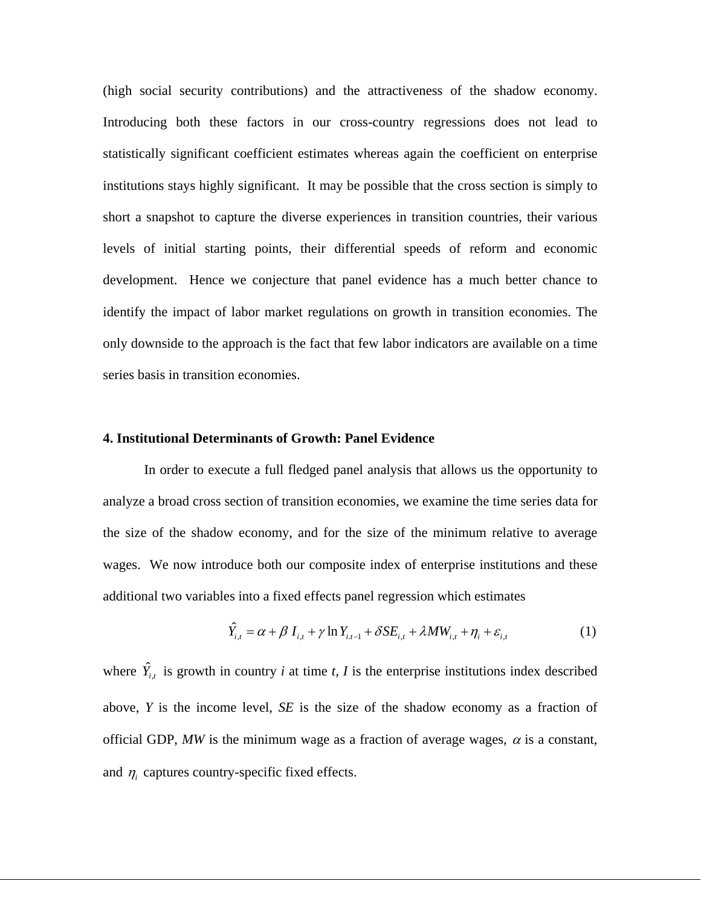(high social security contributions) and the attractiveness of the shadow economy. Introducing both these factors in our cross-country regressions does not lead to statistically significant coefficient estimates whereas again the coefficient on enterprise institutions stays highly significant. It may be possible that the cross section is simply to short a snapshot to capture the diverse experiences in transition countries, their various levels of initial starting points, their differential speeds of reform and economic development. Hence we conjecture that panel evidence has a much better chance to identify the impact of labor market regulations on growth in transition economies. The only downside to the approach is the fact that few labor indicators are available on a time series basis in transition economies.

## 4. Institutional Determinants of Growth: Panel Evidence

In order to execute a full fledged panel analysis that allows us the opportunity to analyze a broad cross section of transition economies, we examine the time series data for the size of the shadow economy, and for the size of the minimum relative to average wages. We now introduce both our composite index of enterprise institutions and these additional two variables into a fixed effects panel regression which estimates

$$\hat{Y}_{i,t} = \alpha + \beta\, I_{i,t} + \gamma \ln Y_{i,t-1} + \delta SE_{i,t} + \lambda MW_{i,t} + \eta_i + \varepsilon_{i,t} \qquad (1)$$

where $\hat{Y}_{i,t}$ is growth in country *i* at time *t*, *I* is the enterprise institutions index described above, *Y* is the income level, *SE* is the size of the shadow economy as a fraction of official GDP, *MW* is the minimum wage as a fraction of average wages, $\alpha$ is a constant, and $\eta_i$ captures country-specific fixed effects.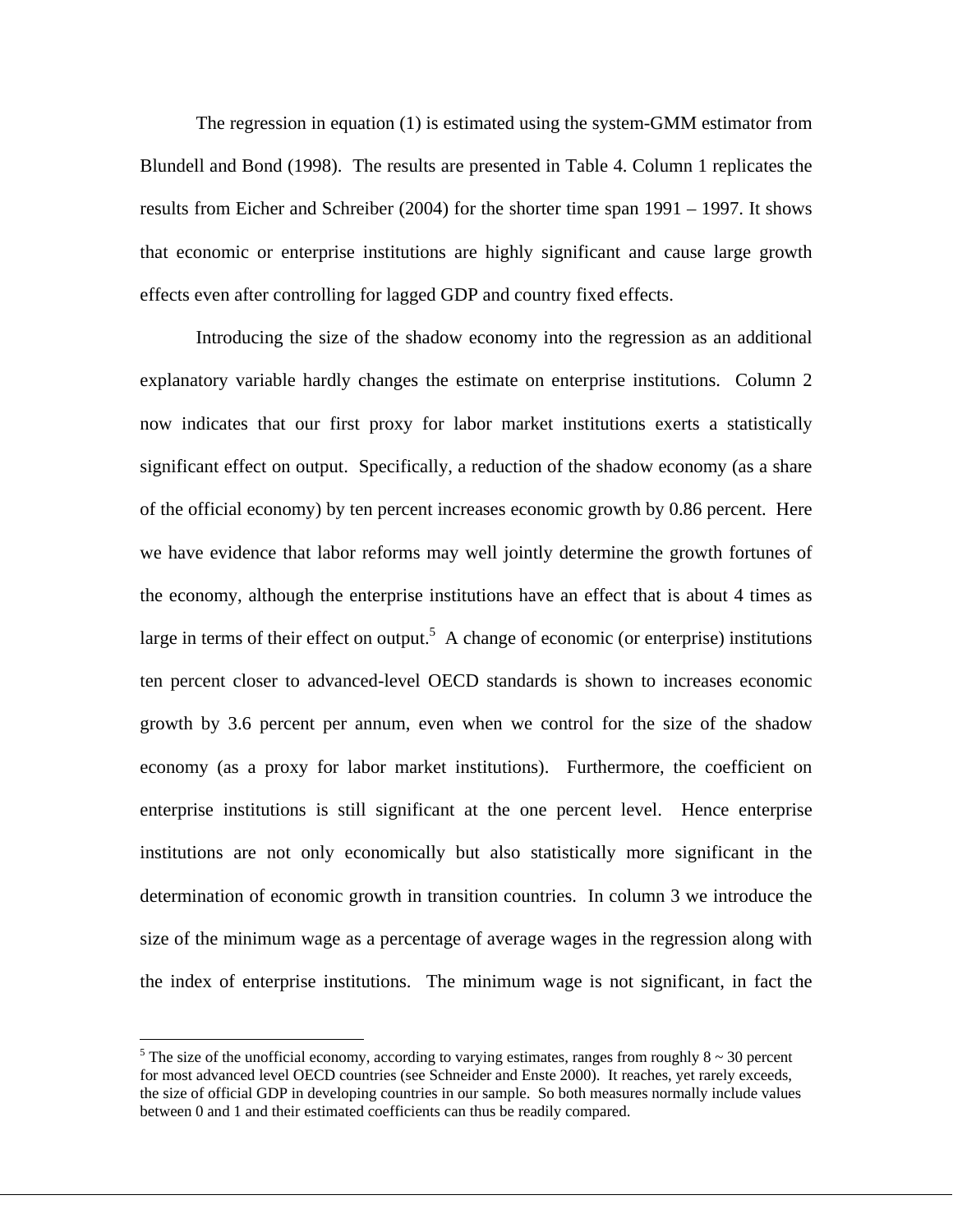The regression in equation (1) is estimated using the system-GMM estimator from Blundell and Bond (1998). The results are presented in Table 4. Column 1 replicates the results from Eicher and Schreiber (2004) for the shorter time span 1991 – 1997. It shows that economic or enterprise institutions are highly significant and cause large growth effects even after controlling for lagged GDP and country fixed effects.

Introducing the size of the shadow economy into the regression as an additional explanatory variable hardly changes the estimate on enterprise institutions. Column 2 now indicates that our first proxy for labor market institutions exerts a statistically significant effect on output. Specifically, a reduction of the shadow economy (as a share of the official economy) by ten percent increases economic growth by 0.86 percent. Here we have evidence that labor reforms may well jointly determine the growth fortunes of the economy, although the enterprise institutions have an effect that is about 4 times as large in terms of their effect on output.[5] A change of economic (or enterprise) institutions ten percent closer to advanced-level OECD standards is shown to increases economic growth by 3.6 percent per annum, even when we control for the size of the shadow economy (as a proxy for labor market institutions). Furthermore, the coefficient on enterprise institutions is still significant at the one percent level. Hence enterprise institutions are not only economically but also statistically more significant in the determination of economic growth in transition countries. In column 3 we introduce the size of the minimum wage as a percentage of average wages in the regression along with the index of enterprise institutions. The minimum wage is not significant, in fact the

---

[5] The size of the unofficial economy, according to varying estimates, ranges from roughly 8 ~ 30 percent for most advanced level OECD countries (see Schneider and Enste 2000). It reaches, yet rarely exceeds, the size of official GDP in developing countries in our sample. So both measures normally include values between 0 and 1 and their estimated coefficients can thus be readily compared.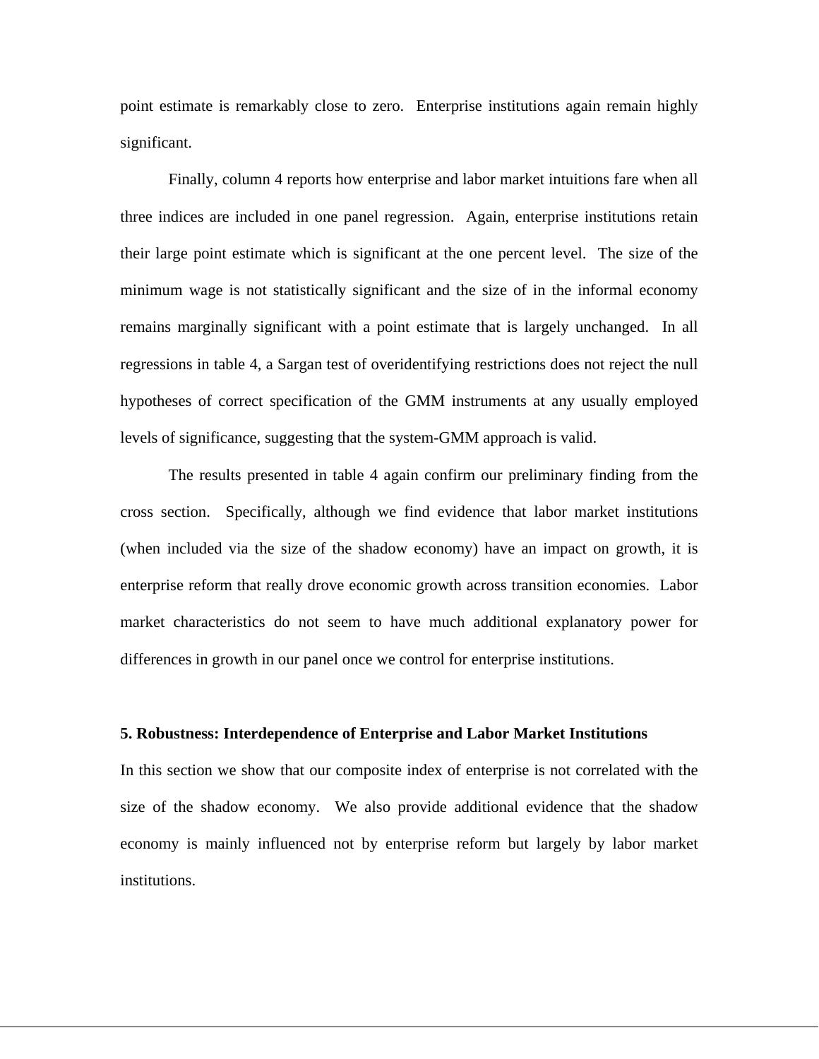point estimate is remarkably close to zero. Enterprise institutions again remain highly significant.

Finally, column 4 reports how enterprise and labor market intuitions fare when all three indices are included in one panel regression. Again, enterprise institutions retain their large point estimate which is significant at the one percent level. The size of the minimum wage is not statistically significant and the size of in the informal economy remains marginally significant with a point estimate that is largely unchanged. In all regressions in table 4, a Sargan test of overidentifying restrictions does not reject the null hypotheses of correct specification of the GMM instruments at any usually employed levels of significance, suggesting that the system-GMM approach is valid.

The results presented in table 4 again confirm our preliminary finding from the cross section. Specifically, although we find evidence that labor market institutions (when included via the size of the shadow economy) have an impact on growth, it is enterprise reform that really drove economic growth across transition economies. Labor market characteristics do not seem to have much additional explanatory power for differences in growth in our panel once we control for enterprise institutions.

## 5. Robustness: Interdependence of Enterprise and Labor Market Institutions

In this section we show that our composite index of enterprise is not correlated with the size of the shadow economy. We also provide additional evidence that the shadow economy is mainly influenced not by enterprise reform but largely by labor market institutions.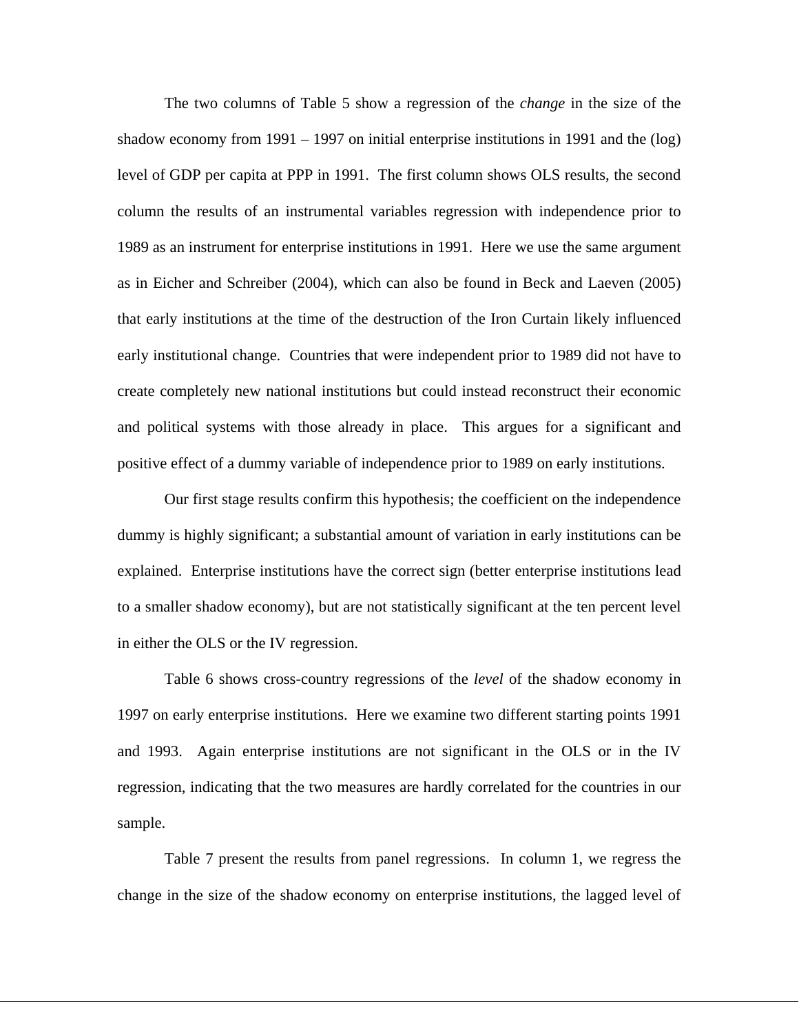The two columns of Table 5 show a regression of the *change* in the size of the shadow economy from 1991 – 1997 on initial enterprise institutions in 1991 and the (log) level of GDP per capita at PPP in 1991. The first column shows OLS results, the second column the results of an instrumental variables regression with independence prior to 1989 as an instrument for enterprise institutions in 1991. Here we use the same argument as in Eicher and Schreiber (2004), which can also be found in Beck and Laeven (2005) that early institutions at the time of the destruction of the Iron Curtain likely influenced early institutional change. Countries that were independent prior to 1989 did not have to create completely new national institutions but could instead reconstruct their economic and political systems with those already in place. This argues for a significant and positive effect of a dummy variable of independence prior to 1989 on early institutions.

Our first stage results confirm this hypothesis; the coefficient on the independence dummy is highly significant; a substantial amount of variation in early institutions can be explained. Enterprise institutions have the correct sign (better enterprise institutions lead to a smaller shadow economy), but are not statistically significant at the ten percent level in either the OLS or the IV regression.

Table 6 shows cross-country regressions of the *level* of the shadow economy in 1997 on early enterprise institutions. Here we examine two different starting points 1991 and 1993. Again enterprise institutions are not significant in the OLS or in the IV regression, indicating that the two measures are hardly correlated for the countries in our sample.

Table 7 present the results from panel regressions. In column 1, we regress the change in the size of the shadow economy on enterprise institutions, the lagged level of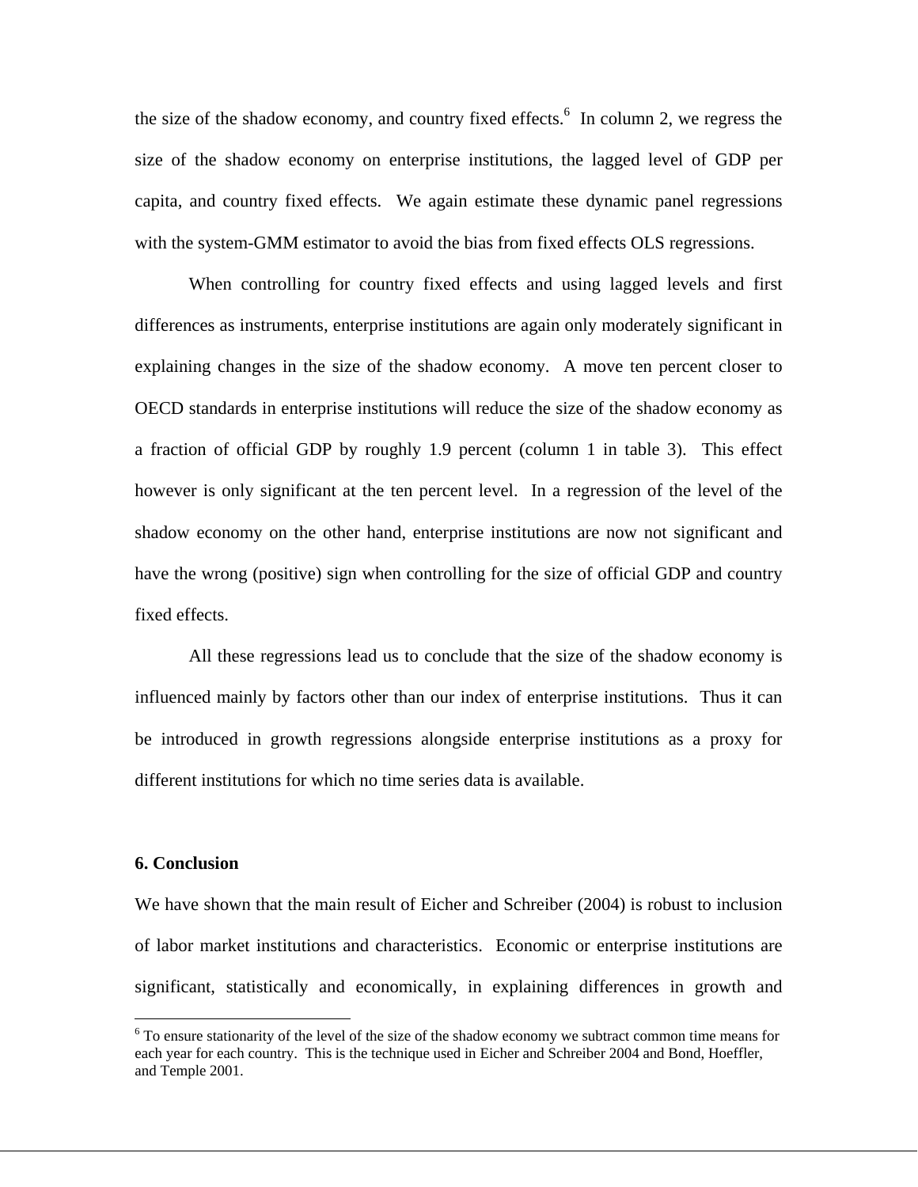the size of the shadow economy, and country fixed effects.[6] In column 2, we regress the size of the shadow economy on enterprise institutions, the lagged level of GDP per capita, and country fixed effects. We again estimate these dynamic panel regressions with the system-GMM estimator to avoid the bias from fixed effects OLS regressions.

When controlling for country fixed effects and using lagged levels and first differences as instruments, enterprise institutions are again only moderately significant in explaining changes in the size of the shadow economy. A move ten percent closer to OECD standards in enterprise institutions will reduce the size of the shadow economy as a fraction of official GDP by roughly 1.9 percent (column 1 in table 3). This effect however is only significant at the ten percent level. In a regression of the level of the shadow economy on the other hand, enterprise institutions are now not significant and have the wrong (positive) sign when controlling for the size of official GDP and country fixed effects.

All these regressions lead us to conclude that the size of the shadow economy is influenced mainly by factors other than our index of enterprise institutions. Thus it can be introduced in growth regressions alongside enterprise institutions as a proxy for different institutions for which no time series data is available.

## 6. Conclusion

We have shown that the main result of Eicher and Schreiber (2004) is robust to inclusion of labor market institutions and characteristics. Economic or enterprise institutions are significant, statistically and economically, in explaining differences in growth and

[6] To ensure stationarity of the level of the size of the shadow economy we subtract common time means for each year for each country. This is the technique used in Eicher and Schreiber 2004 and Bond, Hoeffler, and Temple 2001.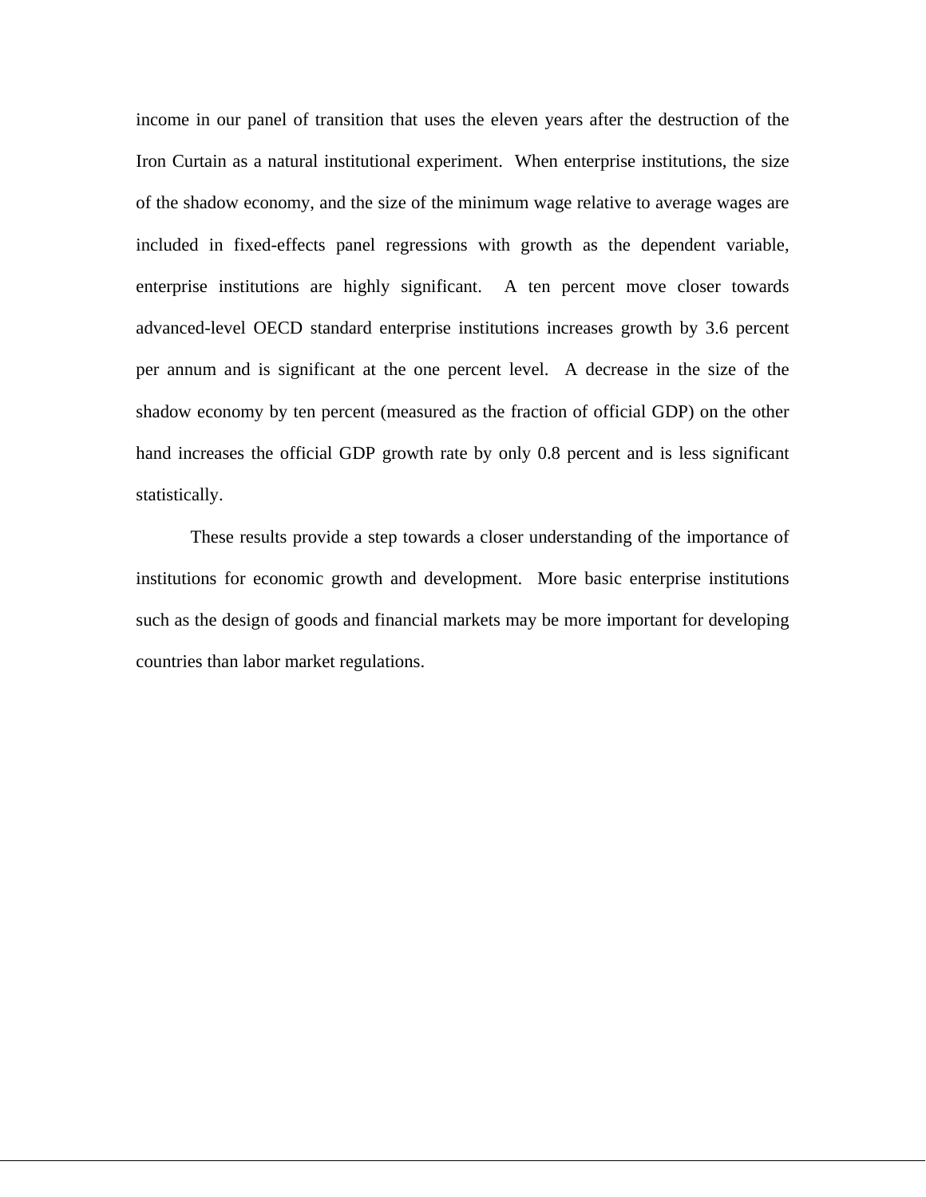income in our panel of transition that uses the eleven years after the destruction of the Iron Curtain as a natural institutional experiment. When enterprise institutions, the size of the shadow economy, and the size of the minimum wage relative to average wages are included in fixed-effects panel regressions with growth as the dependent variable, enterprise institutions are highly significant. A ten percent move closer towards advanced-level OECD standard enterprise institutions increases growth by 3.6 percent per annum and is significant at the one percent level. A decrease in the size of the shadow economy by ten percent (measured as the fraction of official GDP) on the other hand increases the official GDP growth rate by only 0.8 percent and is less significant statistically.

These results provide a step towards a closer understanding of the importance of institutions for economic growth and development. More basic enterprise institutions such as the design of goods and financial markets may be more important for developing countries than labor market regulations.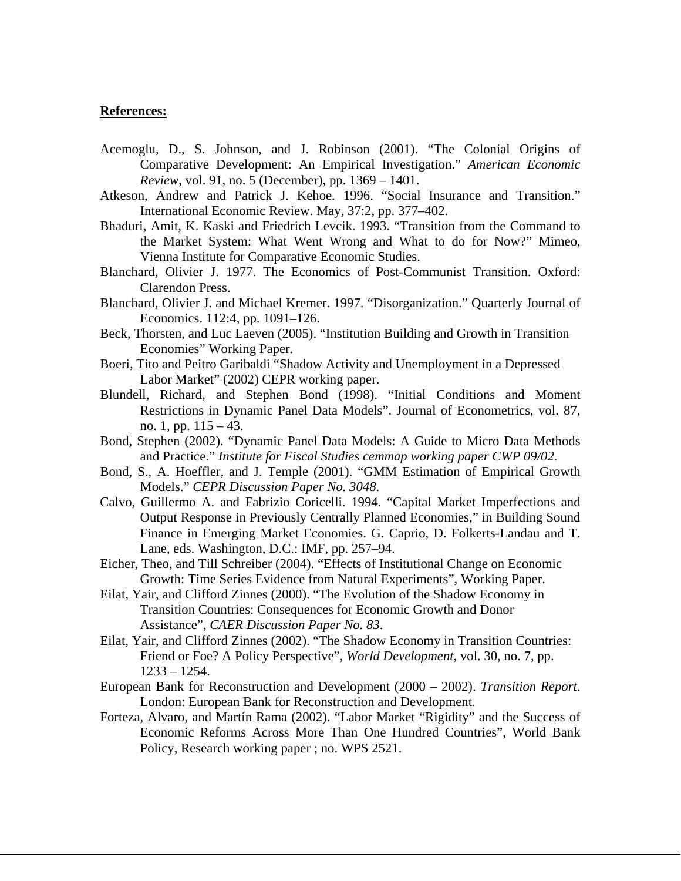**References:**

Acemoglu, D., S. Johnson, and J. Robinson (2001). "The Colonial Origins of Comparative Development: An Empirical Investigation." *American Economic Review*, vol. 91, no. 5 (December), pp. 1369 – 1401.

Atkeson, Andrew and Patrick J. Kehoe. 1996. "Social Insurance and Transition." International Economic Review. May, 37:2, pp. 377–402.

Bhaduri, Amit, K. Kaski and Friedrich Levcik. 1993. "Transition from the Command to the Market System: What Went Wrong and What to do for Now?" Mimeo, Vienna Institute for Comparative Economic Studies.

Blanchard, Olivier J. 1977. The Economics of Post-Communist Transition. Oxford: Clarendon Press.

Blanchard, Olivier J. and Michael Kremer. 1997. "Disorganization." Quarterly Journal of Economics. 112:4, pp. 1091–126.

Beck, Thorsten, and Luc Laeven (2005). "Institution Building and Growth in Transition Economies" Working Paper.

Boeri, Tito and Peitro Garibaldi "Shadow Activity and Unemployment in a Depressed Labor Market" (2002) CEPR working paper.

Blundell, Richard, and Stephen Bond (1998). "Initial Conditions and Moment Restrictions in Dynamic Panel Data Models". Journal of Econometrics, vol. 87, no. 1, pp. 115 – 43.

Bond, Stephen (2002). "Dynamic Panel Data Models: A Guide to Micro Data Methods and Practice." *Institute for Fiscal Studies cemmap working paper CWP 09/02*.

Bond, S., A. Hoeffler, and J. Temple (2001). "GMM Estimation of Empirical Growth Models." *CEPR Discussion Paper No. 3048*.

Calvo, Guillermo A. and Fabrizio Coricelli. 1994. "Capital Market Imperfections and Output Response in Previously Centrally Planned Economies," in Building Sound Finance in Emerging Market Economies. G. Caprio, D. Folkerts-Landau and T. Lane, eds. Washington, D.C.: IMF, pp. 257–94.

Eicher, Theo, and Till Schreiber (2004). "Effects of Institutional Change on Economic Growth: Time Series Evidence from Natural Experiments", Working Paper.

Eilat, Yair, and Clifford Zinnes (2000). "The Evolution of the Shadow Economy in Transition Countries: Consequences for Economic Growth and Donor Assistance", *CAER Discussion Paper No. 83*.

Eilat, Yair, and Clifford Zinnes (2002). "The Shadow Economy in Transition Countries: Friend or Foe? A Policy Perspective", *World Development*, vol. 30, no. 7, pp. 1233 – 1254.

European Bank for Reconstruction and Development (2000 – 2002). *Transition Report*. London: European Bank for Reconstruction and Development.

Forteza, Alvaro, and Martín Rama (2002). "Labor Market "Rigidity" and the Success of Economic Reforms Across More Than One Hundred Countries", World Bank Policy, Research working paper ; no. WPS 2521.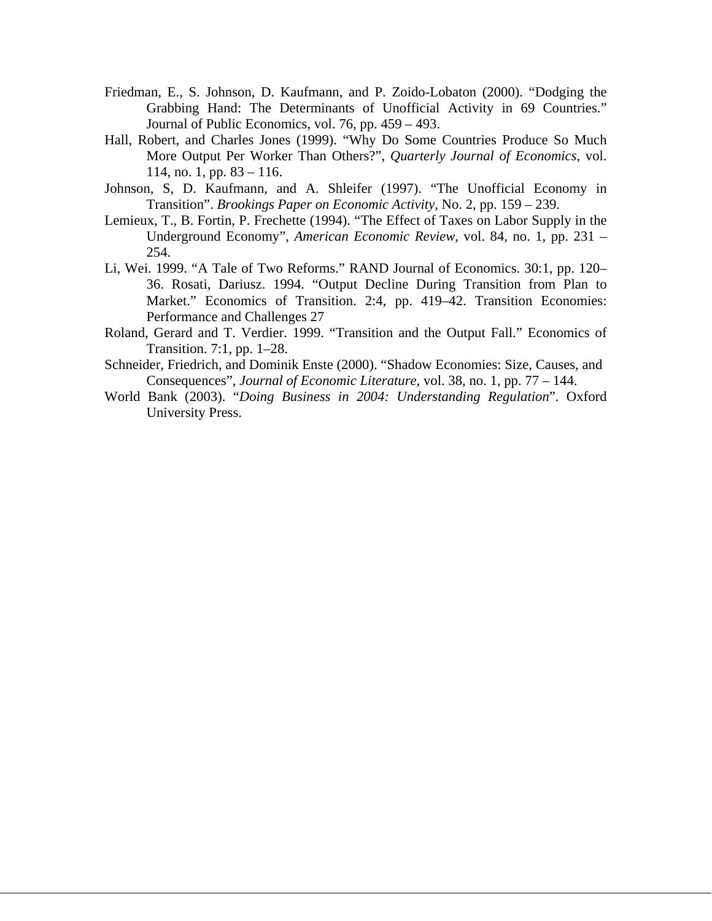Friedman, E., S. Johnson, D. Kaufmann, and P. Zoido-Lobaton (2000). "Dodging the Grabbing Hand: The Determinants of Unofficial Activity in 69 Countries." Journal of Public Economics, vol. 76, pp. 459 – 493.

Hall, Robert, and Charles Jones (1999). "Why Do Some Countries Produce So Much More Output Per Worker Than Others?", *Quarterly Journal of Economics*, vol. 114, no. 1, pp. 83 – 116.

Johnson, S, D. Kaufmann, and A. Shleifer (1997). "The Unofficial Economy in Transition". *Brookings Paper on Economic Activity*, No. 2, pp. 159 – 239.

Lemieux, T., B. Fortin, P. Frechette (1994). "The Effect of Taxes on Labor Supply in the Underground Economy", *American Economic Review*, vol. 84, no. 1, pp. 231 – 254.

Li, Wei. 1999. "A Tale of Two Reforms." RAND Journal of Economics. 30:1, pp. 120–36. Rosati, Dariusz. 1994. "Output Decline During Transition from Plan to Market." Economics of Transition. 2:4, pp. 419–42. Transition Economies: Performance and Challenges 27

Roland, Gerard and T. Verdier. 1999. "Transition and the Output Fall." Economics of Transition. 7:1, pp. 1–28.

Schneider, Friedrich, and Dominik Enste (2000). "Shadow Economies: Size, Causes, and Consequences", *Journal of Economic Literature*, vol. 38, no. 1, pp. 77 – 144.

World Bank (2003). "*Doing Business in 2004: Understanding Regulation*". Oxford University Press.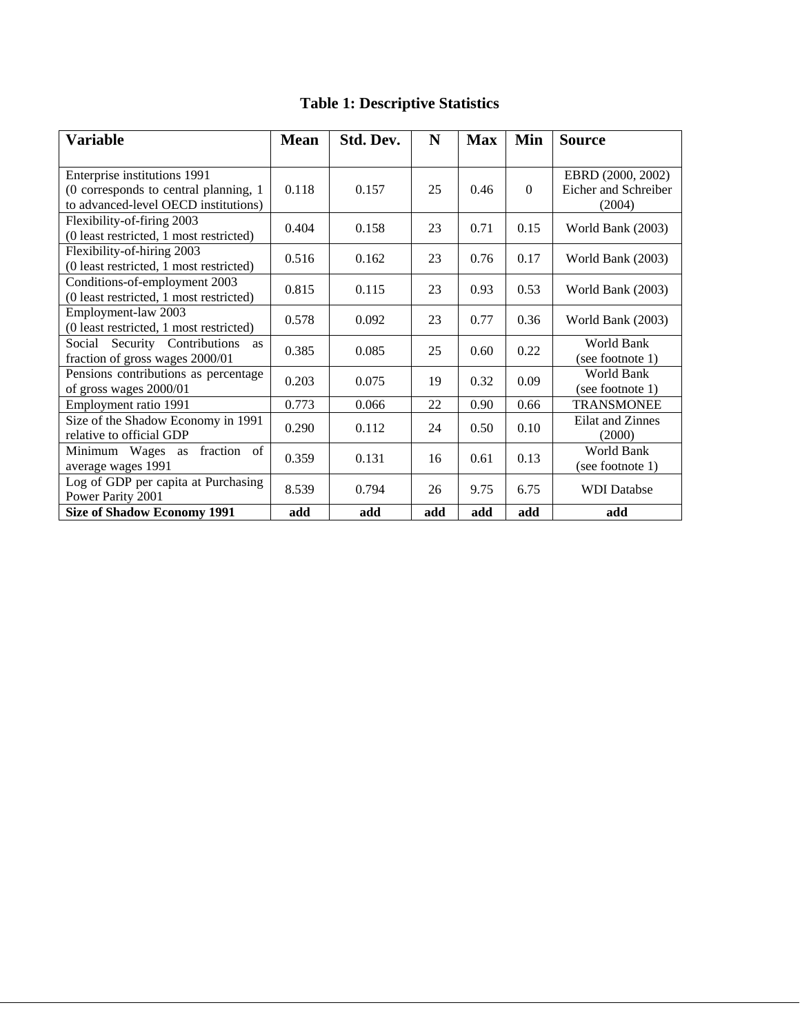# Table 1: Descriptive Statistics

| Variable | Mean | Std. Dev. | N | Max | Min | Source |
|---|---|---|---|---|---|---|
| Enterprise institutions 1991 (0 corresponds to central planning, 1 to advanced-level OECD institutions) | 0.118 | 0.157 | 25 | 0.46 | 0 | EBRD (2000, 2002) Eicher and Schreiber (2004) |
| Flexibility-of-firing 2003 (0 least restricted, 1 most restricted) | 0.404 | 0.158 | 23 | 0.71 | 0.15 | World Bank (2003) |
| Flexibility-of-hiring 2003 (0 least restricted, 1 most restricted) | 0.516 | 0.162 | 23 | 0.76 | 0.17 | World Bank (2003) |
| Conditions-of-employment 2003 (0 least restricted, 1 most restricted) | 0.815 | 0.115 | 23 | 0.93 | 0.53 | World Bank (2003) |
| Employment-law 2003 (0 least restricted, 1 most restricted) | 0.578 | 0.092 | 23 | 0.77 | 0.36 | World Bank (2003) |
| Social Security Contributions as fraction of gross wages 2000/01 | 0.385 | 0.085 | 25 | 0.60 | 0.22 | World Bank (see footnote 1) |
| Pensions contributions as percentage of gross wages 2000/01 | 0.203 | 0.075 | 19 | 0.32 | 0.09 | World Bank (see footnote 1) |
| Employment ratio 1991 | 0.773 | 0.066 | 22 | 0.90 | 0.66 | TRANSMONEE |
| Size of the Shadow Economy in 1991 relative to official GDP | 0.290 | 0.112 | 24 | 0.50 | 0.10 | Eilat and Zinnes (2000) |
| Minimum Wages as fraction of average wages 1991 | 0.359 | 0.131 | 16 | 0.61 | 0.13 | World Bank (see footnote 1) |
| Log of GDP per capita at Purchasing Power Parity 2001 | 8.539 | 0.794 | 26 | 9.75 | 6.75 | WDI Databse |
| **Size of Shadow Economy 1991** | **add** | **add** | **add** | **add** | **add** | **add** |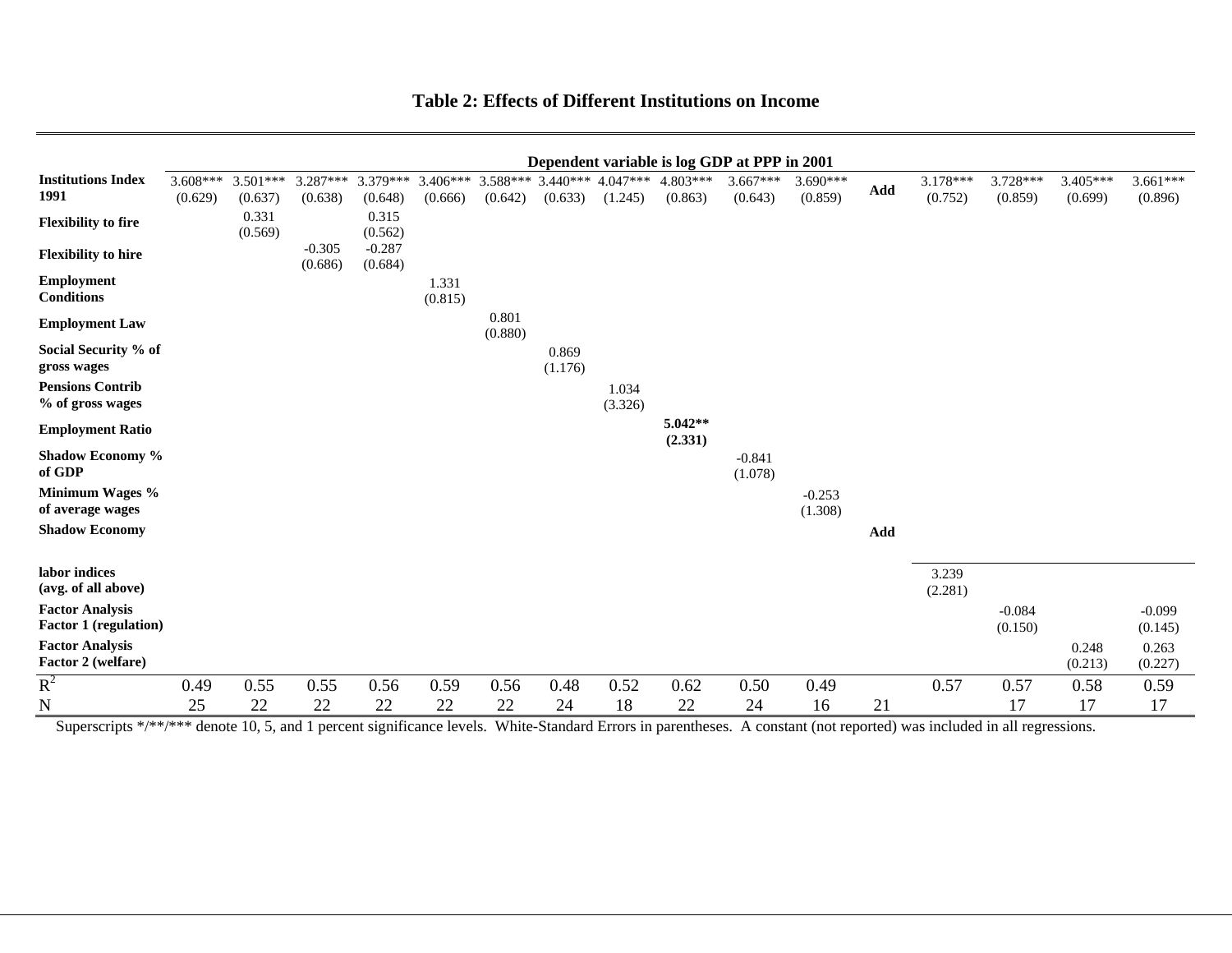# Table 2: Effects of Different Institutions on Income

| | Dependent variable is log GDP at PPP in 2001 | | | | | | | | | | | | | | | |
|---|---|---|---|---|---|---|---|---|---|---|---|---|---|---|---|---|
| **Institutions Index 1991** | 3.608*** (0.629) | 3.501*** (0.637) | 3.287*** (0.638) | 3.379*** (0.648) | 3.406*** (0.666) | 3.588*** (0.642) | 3.440*** (0.633) | 4.047*** (1.245) | 4.803*** (0.863) | 3.667*** (0.643) | 3.690*** (0.859) | **Add** | 3.178*** (0.752) | 3.728*** (0.859) | 3.405*** (0.699) | 3.661*** (0.896) |
| **Flexibility to fire** | | 0.331 (0.569) | | 0.315 (0.562) | | | | | | | | | | | | |
| **Flexibility to hire** | | | -0.305 (0.686) | -0.287 (0.684) | | | | | | | | | | | | |
| **Employment Conditions** | | | | | 1.331 (0.815) | | | | | | | | | | | |
| **Employment Law** | | | | | | 0.801 (0.880) | | | | | | | | | | |
| **Social Security % of gross wages** | | | | | | | 0.869 (1.176) | | | | | | | | | |
| **Pensions Contrib % of gross wages** | | | | | | | | 1.034 (3.326) | | | | | | | | |
| **Employment Ratio** | | | | | | | | | **5.042\*\* (2.331)** | | | | | | | |
| **Shadow Economy % of GDP** | | | | | | | | | | -0.841 (1.078) | | | | | | |
| **Minimum Wages % of average wages** | | | | | | | | | | | -0.253 (1.308) | | | | | |
| **Shadow Economy** | | | | | | | | | | | | **Add** | | | | |
| **labor indices (avg. of all above)** | | | | | | | | | | | | | 3.239 (2.281) | | | |
| **Factor Analysis Factor 1 (regulation)** | | | | | | | | | | | | | | -0.084 (0.150) | | -0.099 (0.145) |
| **Factor Analysis Factor 2 (welfare)** | | | | | | | | | | | | | | | 0.248 (0.213) | 0.263 (0.227) |
| $R^2$ | 0.49 | 0.55 | 0.55 | 0.56 | 0.59 | 0.56 | 0.48 | 0.52 | 0.62 | 0.50 | 0.49 | | 0.57 | 0.57 | 0.58 | 0.59 |
| N | 25 | 22 | 22 | 22 | 22 | 22 | 24 | 18 | 22 | 24 | 16 | 21 | | 17 | 17 | 17 |

Superscripts */**/*** denote 10, 5, and 1 percent significance levels. White-Standard Errors in parentheses. A constant (not reported) was included in all regressions.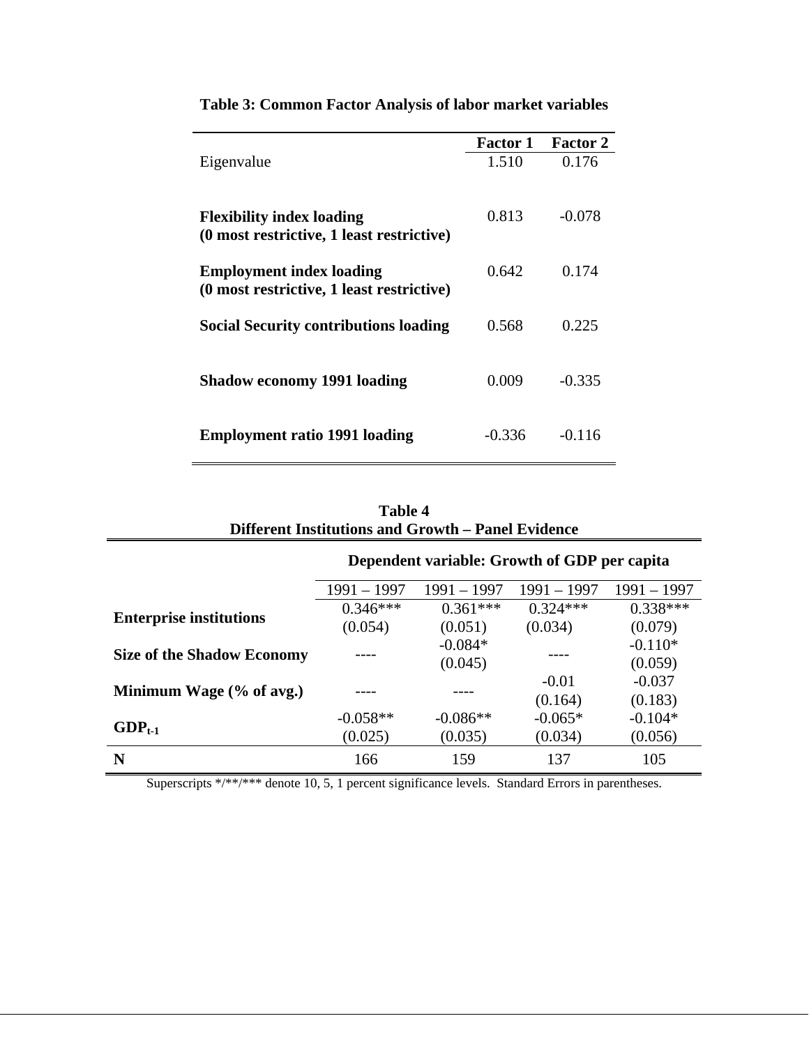**Table 3: Common Factor Analysis of labor market variables**

| | Factor 1 | Factor 2 |
|---|---|---|
| Eigenvalue | 1.510 | 0.176 |
| **Flexibility index loading (0 most restrictive, 1 least restrictive)** | 0.813 | -0.078 |
| **Employment index loading (0 most restrictive, 1 least restrictive)** | 0.642 | 0.174 |
| **Social Security contributions loading** | 0.568 | 0.225 |
| **Shadow economy 1991 loading** | 0.009 | -0.335 |
| **Employment ratio 1991 loading** | -0.336 | -0.116 |

**Table 4**
**Different Institutions and Growth – Panel Evidence**

| | Dependent variable: Growth of GDP per capita | | | |
|---|---|---|---|---|
| | 1991 – 1997 | 1991 – 1997 | 1991 – 1997 | 1991 – 1997 |
| **Enterprise institutions** | 0.346***<br>(0.054) | 0.361***<br>(0.051) | 0.324***<br>(0.034) | 0.338***<br>(0.079) |
| **Size of the Shadow Economy** | ---- | -0.084*<br>(0.045) | ---- | -0.110*<br>(0.059) |
| **Minimum Wage (% of avg.)** | ---- | ---- | -0.01<br>(0.164) | -0.037<br>(0.183) |
| **$GDP_{t-1}$** | -0.058**<br>(0.025) | -0.086**<br>(0.035) | -0.065*<br>(0.034) | -0.104*<br>(0.056) |
| **N** | 166 | 159 | 137 | 105 |

Superscripts */**/*** denote 10, 5, 1 percent significance levels. Standard Errors in parentheses.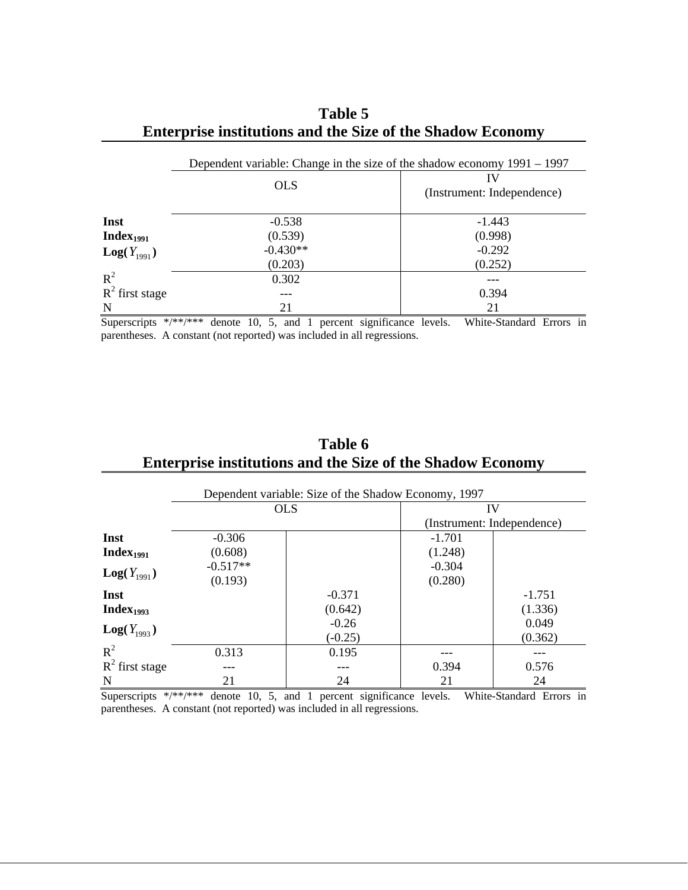## Table 5
## Enterprise institutions and the Size of the Shadow Economy

| | Dependent variable: Change in the size of the shadow economy 1991 – 1997 | |
|---|---|---|
| | OLS | IV (Instrument: Independence) |
| **Inst Index$_{1991}$** | -0.538 | -1.443 |
| | (0.539) | (0.998) |
| **Log($Y_{1991}$)** | -0.430** | -0.292 |
| | (0.203) | (0.252) |
| $R^2$ | 0.302 | --- |
| $R^2$ first stage | --- | 0.394 |
| N | 21 | 21 |

Superscripts */**/*** denote 10, 5, and 1 percent significance levels. White-Standard Errors in parentheses. A constant (not reported) was included in all regressions.

## Table 6
## Enterprise institutions and the Size of the Shadow Economy

| | Dependent variable: Size of the Shadow Economy, 1997 | | | |
|---|---|---|---|---|
| | OLS | | IV (Instrument: Independence) | |
| **Inst Index$_{1991}$** | -0.306 | | -1.701 | |
| | (0.608) | | (1.248) | |
| **Log($Y_{1991}$)** | -0.517** | | -0.304 | |
| | (0.193) | | (0.280) | |
| **Inst Index$_{1993}$** | | -0.371 | | -1.751 |
| | | (0.642) | | (1.336) |
| **Log($Y_{1993}$)** | | -0.26 | | 0.049 |
| | | (-0.25) | | (0.362) |
| $R^2$ | 0.313 | 0.195 | --- | --- |
| $R^2$ first stage | --- | --- | 0.394 | 0.576 |
| N | 21 | 24 | 21 | 24 |

Superscripts */**/*** denote 10, 5, and 1 percent significance levels. White-Standard Errors in parentheses. A constant (not reported) was included in all regressions.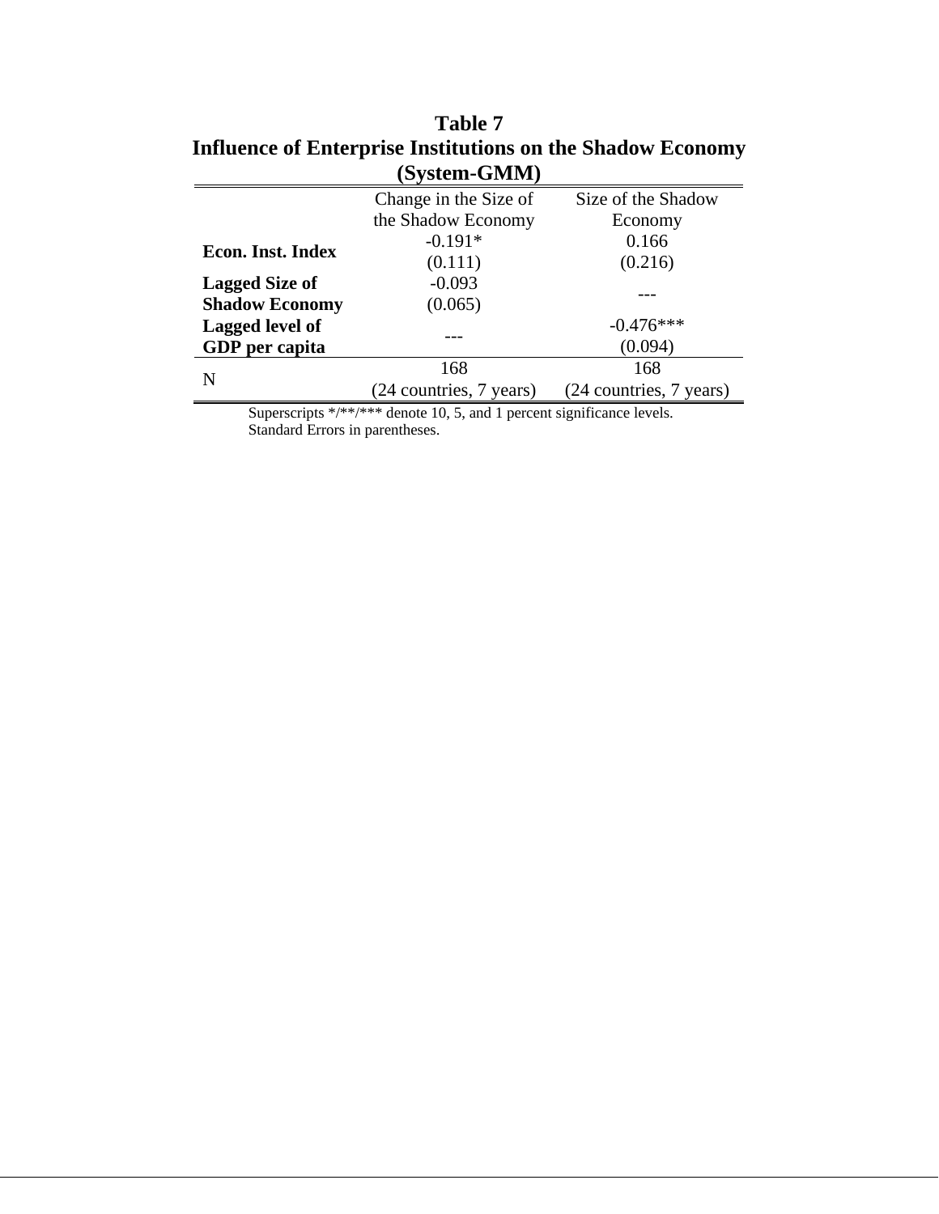**Table 7**
**Influence of Enterprise Institutions on the Shadow Economy (System-GMM)**

| | Change in the Size of the Shadow Economy | Size of the Shadow Economy |
|---|---|---|
| **Econ. Inst. Index** | -0.191*<br>(0.111) | 0.166<br>(0.216) |
| **Lagged Size of Shadow Economy** | -0.093<br>(0.065) | --- |
| **Lagged level of GDP per capita** | --- | -0.476***<br>(0.094) |
| N | 168<br>(24 countries, 7 years) | 168<br>(24 countries, 7 years) |

Superscripts */**/*** denote 10, 5, and 1 percent significance levels.
Standard Errors in parentheses.